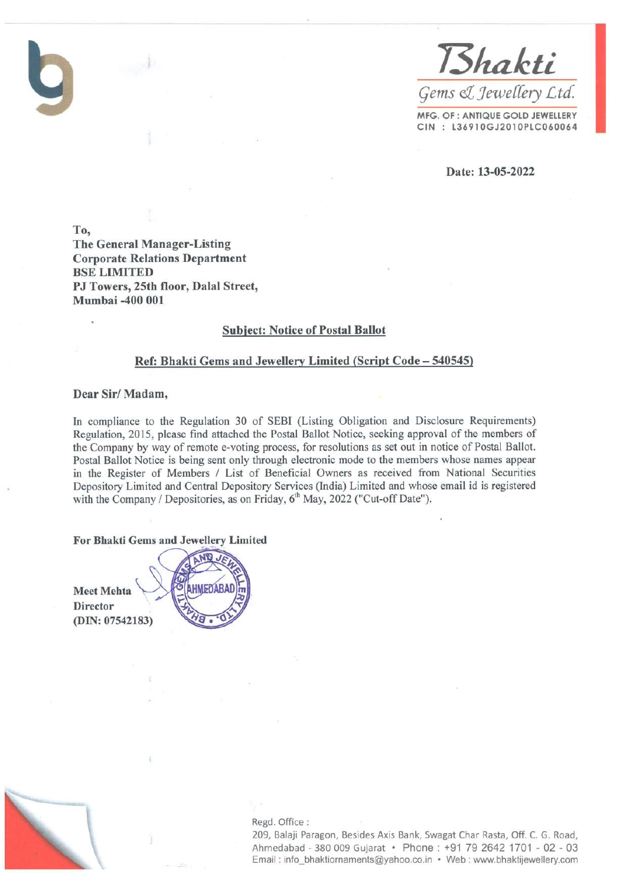**Bhakti**

*Gems & Jewellery Ltd.*

MFG. OF : ANTIQUE GOLD JEWELLERY
CIN : L36910GJ2010PLC060064

**Date: 13-05-2022**

**To,**
**The General Manager-Listing**
**Corporate Relations Department**
**BSE LIMITED**
**PJ Towers, 25th floor, Dalal Street,**
**Mumbai -400 001**

**<u>Subject: Notice of Postal Ballot</u>**

**<u>Ref: Bhakti Gems and Jewellery Limited (Script Code – 540545)</u>**

**Dear Sir/ Madam,**

In compliance to the Regulation 30 of SEBI (Listing Obligation and Disclosure Requirements) Regulation, 2015, please find attached the Postal Ballot Notice, seeking approval of the members of the Company by way of remote e-voting process, for resolutions as set out in notice of Postal Ballot. Postal Ballot Notice is being sent only through electronic mode to the members whose names appear in the Register of Members / List of Beneficial Owners as received from National Securities Depository Limited and Central Depository Services (India) Limited and whose email id is registered with the Company / Depositories, as on Friday, 6th May, 2022 ("Cut-off Date").

**For Bhakti Gems and Jewellery Limited**

**Meet Mehta**
**Director**
**(DIN: 07542183)**

Regd. Office :
209, Balaji Paragon, Besides Axis Bank, Swagat Char Rasta, Off. C. G. Road, Ahmedabad - 380 009 Gujarat • Phone : +91 79 2642 1701 - 02 - 03
Email : info_bhaktiornaments@yahoo.co.in • Web : www.bhaktijewellery.com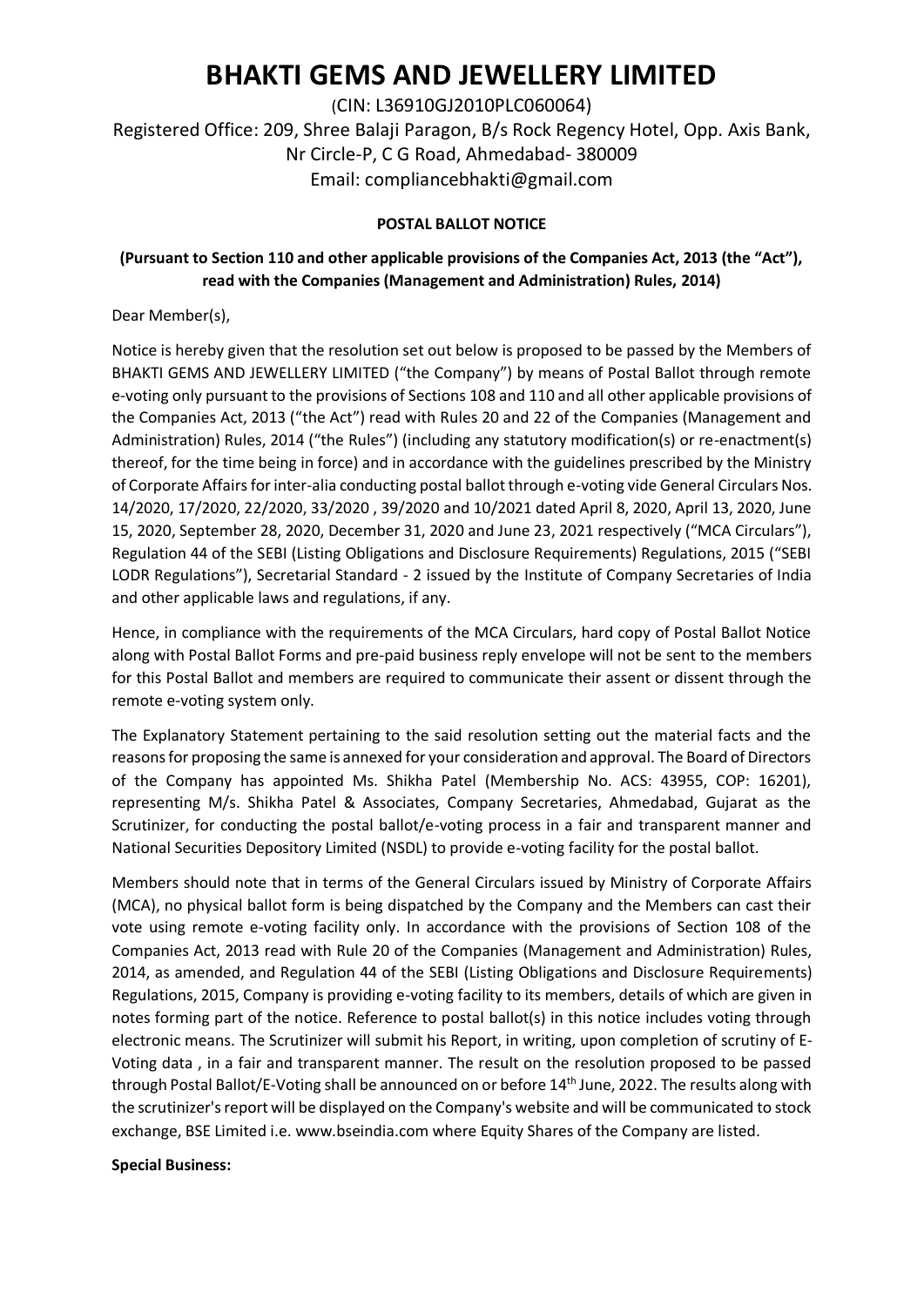# BHAKTI GEMS AND JEWELLERY LIMITED

(CIN: L36910GJ2010PLC060064)

Registered Office: 209, Shree Balaji Paragon, B/s Rock Regency Hotel, Opp. Axis Bank, Nr Circle-P, C G Road, Ahmedabad- 380009

Email: compliancebhakti@gmail.com

**POSTAL BALLOT NOTICE**

**(Pursuant to Section 110 and other applicable provisions of the Companies Act, 2013 (the "Act"), read with the Companies (Management and Administration) Rules, 2014)**

Dear Member(s),

Notice is hereby given that the resolution set out below is proposed to be passed by the Members of BHAKTI GEMS AND JEWELLERY LIMITED ("the Company") by means of Postal Ballot through remote e-voting only pursuant to the provisions of Sections 108 and 110 and all other applicable provisions of the Companies Act, 2013 ("the Act") read with Rules 20 and 22 of the Companies (Management and Administration) Rules, 2014 ("the Rules") (including any statutory modification(s) or re-enactment(s) thereof, for the time being in force) and in accordance with the guidelines prescribed by the Ministry of Corporate Affairs for inter-alia conducting postal ballot through e-voting vide General Circulars Nos. 14/2020, 17/2020, 22/2020, 33/2020 , 39/2020 and 10/2021 dated April 8, 2020, April 13, 2020, June 15, 2020, September 28, 2020, December 31, 2020 and June 23, 2021 respectively ("MCA Circulars"), Regulation 44 of the SEBI (Listing Obligations and Disclosure Requirements) Regulations, 2015 ("SEBI LODR Regulations"), Secretarial Standard - 2 issued by the Institute of Company Secretaries of India and other applicable laws and regulations, if any.

Hence, in compliance with the requirements of the MCA Circulars, hard copy of Postal Ballot Notice along with Postal Ballot Forms and pre-paid business reply envelope will not be sent to the members for this Postal Ballot and members are required to communicate their assent or dissent through the remote e-voting system only.

The Explanatory Statement pertaining to the said resolution setting out the material facts and the reasons for proposing the same is annexed for your consideration and approval. The Board of Directors of the Company has appointed Ms. Shikha Patel (Membership No. ACS: 43955, COP: 16201), representing M/s. Shikha Patel & Associates, Company Secretaries, Ahmedabad, Gujarat as the Scrutinizer, for conducting the postal ballot/e-voting process in a fair and transparent manner and National Securities Depository Limited (NSDL) to provide e-voting facility for the postal ballot.

Members should note that in terms of the General Circulars issued by Ministry of Corporate Affairs (MCA), no physical ballot form is being dispatched by the Company and the Members can cast their vote using remote e-voting facility only. In accordance with the provisions of Section 108 of the Companies Act, 2013 read with Rule 20 of the Companies (Management and Administration) Rules, 2014, as amended, and Regulation 44 of the SEBI (Listing Obligations and Disclosure Requirements) Regulations, 2015, Company is providing e-voting facility to its members, details of which are given in notes forming part of the notice. Reference to postal ballot(s) in this notice includes voting through electronic means. The Scrutinizer will submit his Report, in writing, upon completion of scrutiny of E-Voting data , in a fair and transparent manner. The result on the resolution proposed to be passed through Postal Ballot/E-Voting shall be announced on or before 14th June, 2022. The results along with the scrutinizer's report will be displayed on the Company's website and will be communicated to stock exchange, BSE Limited i.e. www.bseindia.com where Equity Shares of the Company are listed.

**Special Business:**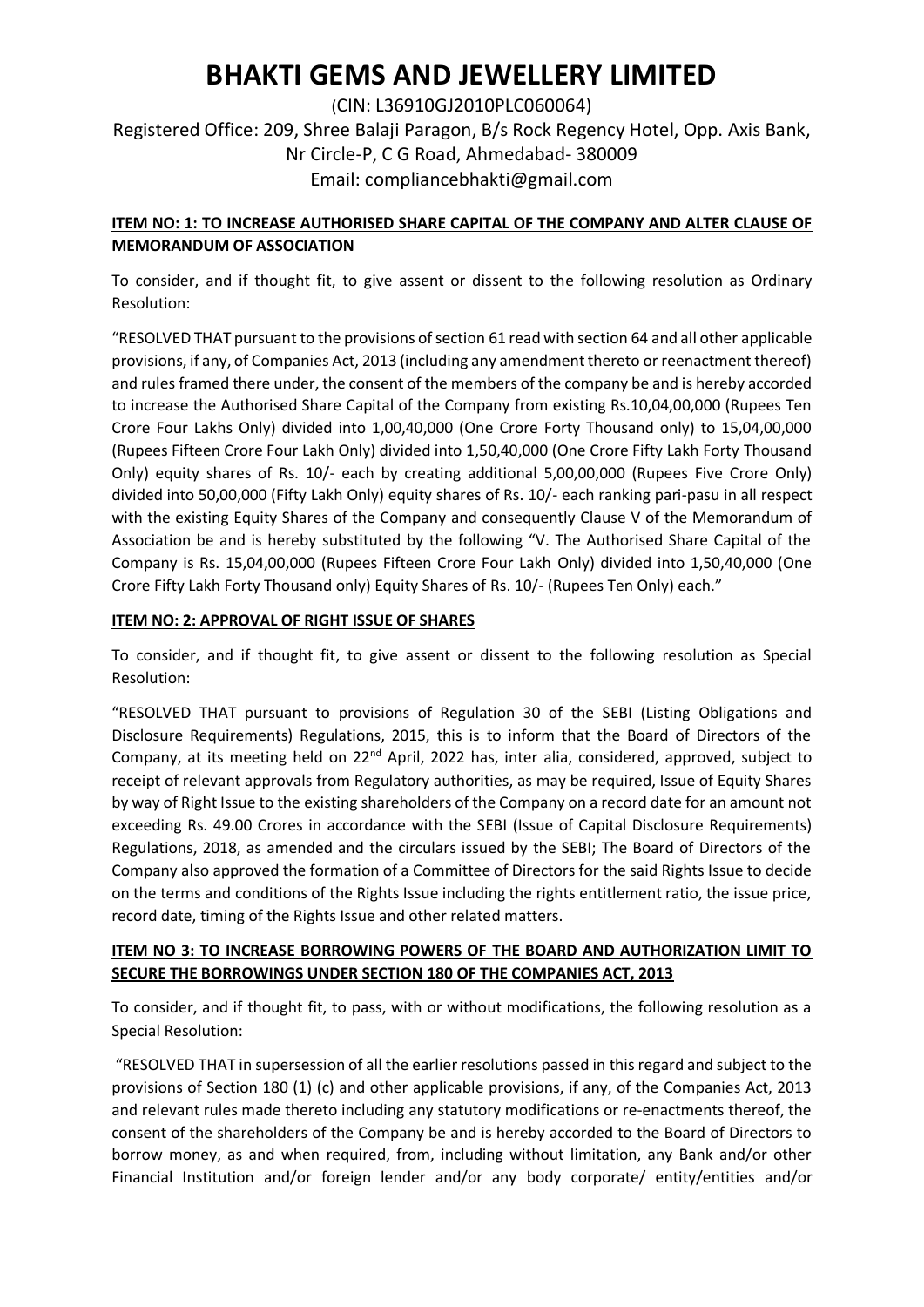# BHAKTI GEMS AND JEWELLERY LIMITED

(CIN: L36910GJ2010PLC060064)

Registered Office: 209, Shree Balaji Paragon, B/s Rock Regency Hotel, Opp. Axis Bank, Nr Circle-P, C G Road, Ahmedabad- 380009

Email: compliancebhakti@gmail.com

**ITEM NO: 1: TO INCREASE AUTHORISED SHARE CAPITAL OF THE COMPANY AND ALTER CLAUSE OF MEMORANDUM OF ASSOCIATION**

To consider, and if thought fit, to give assent or dissent to the following resolution as Ordinary Resolution:

"RESOLVED THAT pursuant to the provisions of section 61 read with section 64 and all other applicable provisions, if any, of Companies Act, 2013 (including any amendment thereto or reenactment thereof) and rules framed there under, the consent of the members of the company be and is hereby accorded to increase the Authorised Share Capital of the Company from existing Rs.10,04,00,000 (Rupees Ten Crore Four Lakhs Only) divided into 1,00,40,000 (One Crore Forty Thousand only) to 15,04,00,000 (Rupees Fifteen Crore Four Lakh Only) divided into 1,50,40,000 (One Crore Fifty Lakh Forty Thousand Only) equity shares of Rs. 10/- each by creating additional 5,00,00,000 (Rupees Five Crore Only) divided into 50,00,000 (Fifty Lakh Only) equity shares of Rs. 10/- each ranking pari-pasu in all respect with the existing Equity Shares of the Company and consequently Clause V of the Memorandum of Association be and is hereby substituted by the following "V. The Authorised Share Capital of the Company is Rs. 15,04,00,000 (Rupees Fifteen Crore Four Lakh Only) divided into 1,50,40,000 (One Crore Fifty Lakh Forty Thousand only) Equity Shares of Rs. 10/- (Rupees Ten Only) each."

**ITEM NO: 2: APPROVAL OF RIGHT ISSUE OF SHARES**

To consider, and if thought fit, to give assent or dissent to the following resolution as Special Resolution:

"RESOLVED THAT pursuant to provisions of Regulation 30 of the SEBI (Listing Obligations and Disclosure Requirements) Regulations, 2015, this is to inform that the Board of Directors of the Company, at its meeting held on 22nd April, 2022 has, inter alia, considered, approved, subject to receipt of relevant approvals from Regulatory authorities, as may be required, Issue of Equity Shares by way of Right Issue to the existing shareholders of the Company on a record date for an amount not exceeding Rs. 49.00 Crores in accordance with the SEBI (Issue of Capital Disclosure Requirements) Regulations, 2018, as amended and the circulars issued by the SEBI; The Board of Directors of the Company also approved the formation of a Committee of Directors for the said Rights Issue to decide on the terms and conditions of the Rights Issue including the rights entitlement ratio, the issue price, record date, timing of the Rights Issue and other related matters.

**ITEM NO 3: TO INCREASE BORROWING POWERS OF THE BOARD AND AUTHORIZATION LIMIT TO SECURE THE BORROWINGS UNDER SECTION 180 OF THE COMPANIES ACT, 2013**

To consider, and if thought fit, to pass, with or without modifications, the following resolution as a Special Resolution:

"RESOLVED THAT in supersession of all the earlier resolutions passed in this regard and subject to the provisions of Section 180 (1) (c) and other applicable provisions, if any, of the Companies Act, 2013 and relevant rules made thereto including any statutory modifications or re-enactments thereof, the consent of the shareholders of the Company be and is hereby accorded to the Board of Directors to borrow money, as and when required, from, including without limitation, any Bank and/or other Financial Institution and/or foreign lender and/or any body corporate/ entity/entities and/or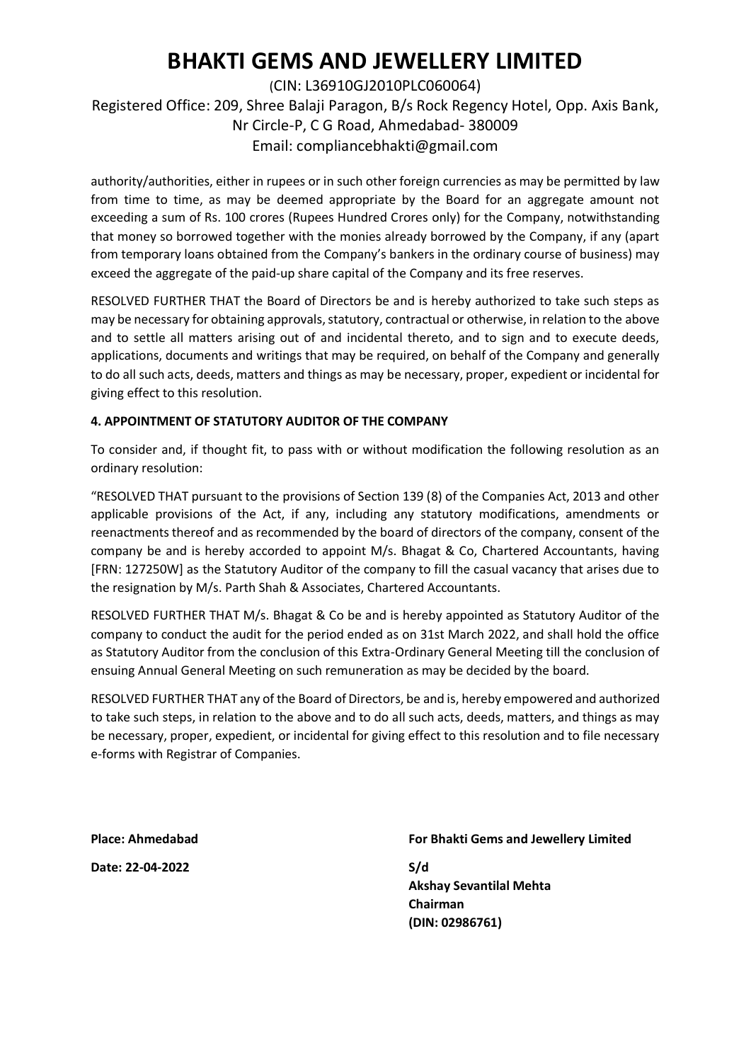authority/authorities, either in rupees or in such other foreign currencies as may be permitted by law from time to time, as may be deemed appropriate by the Board for an aggregate amount not exceeding a sum of Rs. 100 crores (Rupees Hundred Crores only) for the Company, notwithstanding that money so borrowed together with the monies already borrowed by the Company, if any (apart from temporary loans obtained from the Company's bankers in the ordinary course of business) may exceed the aggregate of the paid-up share capital of the Company and its free reserves.

RESOLVED FURTHER THAT the Board of Directors be and is hereby authorized to take such steps as may be necessary for obtaining approvals, statutory, contractual or otherwise, in relation to the above and to settle all matters arising out of and incidental thereto, and to sign and to execute deeds, applications, documents and writings that may be required, on behalf of the Company and generally to do all such acts, deeds, matters and things as may be necessary, proper, expedient or incidental for giving effect to this resolution.

**4. APPOINTMENT OF STATUTORY AUDITOR OF THE COMPANY**

To consider and, if thought fit, to pass with or without modification the following resolution as an ordinary resolution:

"RESOLVED THAT pursuant to the provisions of Section 139 (8) of the Companies Act, 2013 and other applicable provisions of the Act, if any, including any statutory modifications, amendments or reenactments thereof and as recommended by the board of directors of the company, consent of the company be and is hereby accorded to appoint M/s. Bhagat & Co, Chartered Accountants, having [FRN: 127250W] as the Statutory Auditor of the company to fill the casual vacancy that arises due to the resignation by M/s. Parth Shah & Associates, Chartered Accountants.

RESOLVED FURTHER THAT M/s. Bhagat & Co be and is hereby appointed as Statutory Auditor of the company to conduct the audit for the period ended as on 31st March 2022, and shall hold the office as Statutory Auditor from the conclusion of this Extra-Ordinary General Meeting till the conclusion of ensuing Annual General Meeting on such remuneration as may be decided by the board.

RESOLVED FURTHER THAT any of the Board of Directors, be and is, hereby empowered and authorized to take such steps, in relation to the above and to do all such acts, deeds, matters, and things as may be necessary, proper, expedient, or incidental for giving effect to this resolution and to file necessary e-forms with Registrar of Companies.

**Place: Ahmedabad**

**Date: 22-04-2022**

**For Bhakti Gems and Jewellery Limited**

**S/d**
**Akshay Sevantilal Mehta**
**Chairman**
**(DIN: 02986761)**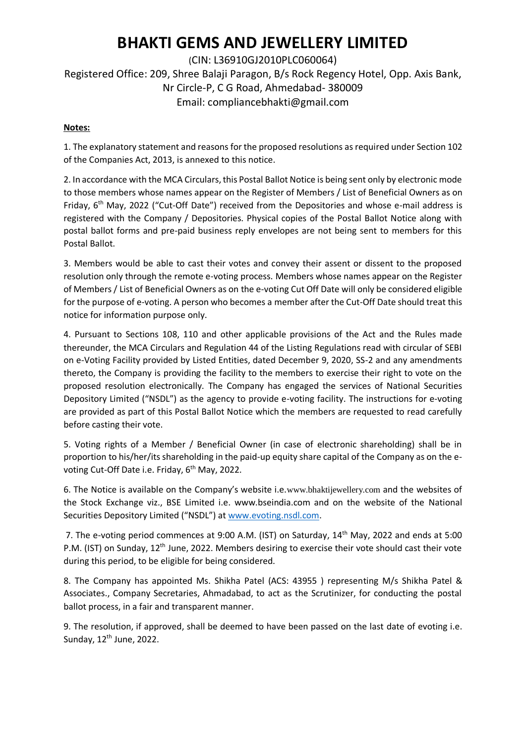# BHAKTI GEMS AND JEWELLERY LIMITED

(CIN: L36910GJ2010PLC060064)

Registered Office: 209, Shree Balaji Paragon, B/s Rock Regency Hotel, Opp. Axis Bank, Nr Circle-P, C G Road, Ahmedabad- 380009

Email: compliancebhakti@gmail.com

**Notes:**

1. The explanatory statement and reasons for the proposed resolutions as required under Section 102 of the Companies Act, 2013, is annexed to this notice.

2. In accordance with the MCA Circulars, this Postal Ballot Notice is being sent only by electronic mode to those members whose names appear on the Register of Members / List of Beneficial Owners as on Friday, 6th May, 2022 ("Cut-Off Date") received from the Depositories and whose e-mail address is registered with the Company / Depositories. Physical copies of the Postal Ballot Notice along with postal ballot forms and pre-paid business reply envelopes are not being sent to members for this Postal Ballot.

3. Members would be able to cast their votes and convey their assent or dissent to the proposed resolution only through the remote e-voting process. Members whose names appear on the Register of Members / List of Beneficial Owners as on the e-voting Cut Off Date will only be considered eligible for the purpose of e-voting. A person who becomes a member after the Cut-Off Date should treat this notice for information purpose only.

4. Pursuant to Sections 108, 110 and other applicable provisions of the Act and the Rules made thereunder, the MCA Circulars and Regulation 44 of the Listing Regulations read with circular of SEBI on e-Voting Facility provided by Listed Entities, dated December 9, 2020, SS-2 and any amendments thereto, the Company is providing the facility to the members to exercise their right to vote on the proposed resolution electronically. The Company has engaged the services of National Securities Depository Limited ("NSDL") as the agency to provide e-voting facility. The instructions for e-voting are provided as part of this Postal Ballot Notice which the members are requested to read carefully before casting their vote.

5. Voting rights of a Member / Beneficial Owner (in case of electronic shareholding) shall be in proportion to his/her/its shareholding in the paid-up equity share capital of the Company as on the e-voting Cut-Off Date i.e. Friday, 6th May, 2022.

6. The Notice is available on the Company's website i.e.www.bhaktijewellery.com and the websites of the Stock Exchange viz., BSE Limited i.e. www.bseindia.com and on the website of the National Securities Depository Limited ("NSDL") at www.evoting.nsdl.com.

7. The e-voting period commences at 9:00 A.M. (IST) on Saturday, 14th May, 2022 and ends at 5:00 P.M. (IST) on Sunday, 12th June, 2022. Members desiring to exercise their vote should cast their vote during this period, to be eligible for being considered.

8. The Company has appointed Ms. Shikha Patel (ACS: 43955 ) representing M/s Shikha Patel & Associates., Company Secretaries, Ahmadabad, to act as the Scrutinizer, for conducting the postal ballot process, in a fair and transparent manner.

9. The resolution, if approved, shall be deemed to have been passed on the last date of evoting i.e. Sunday, 12th June, 2022.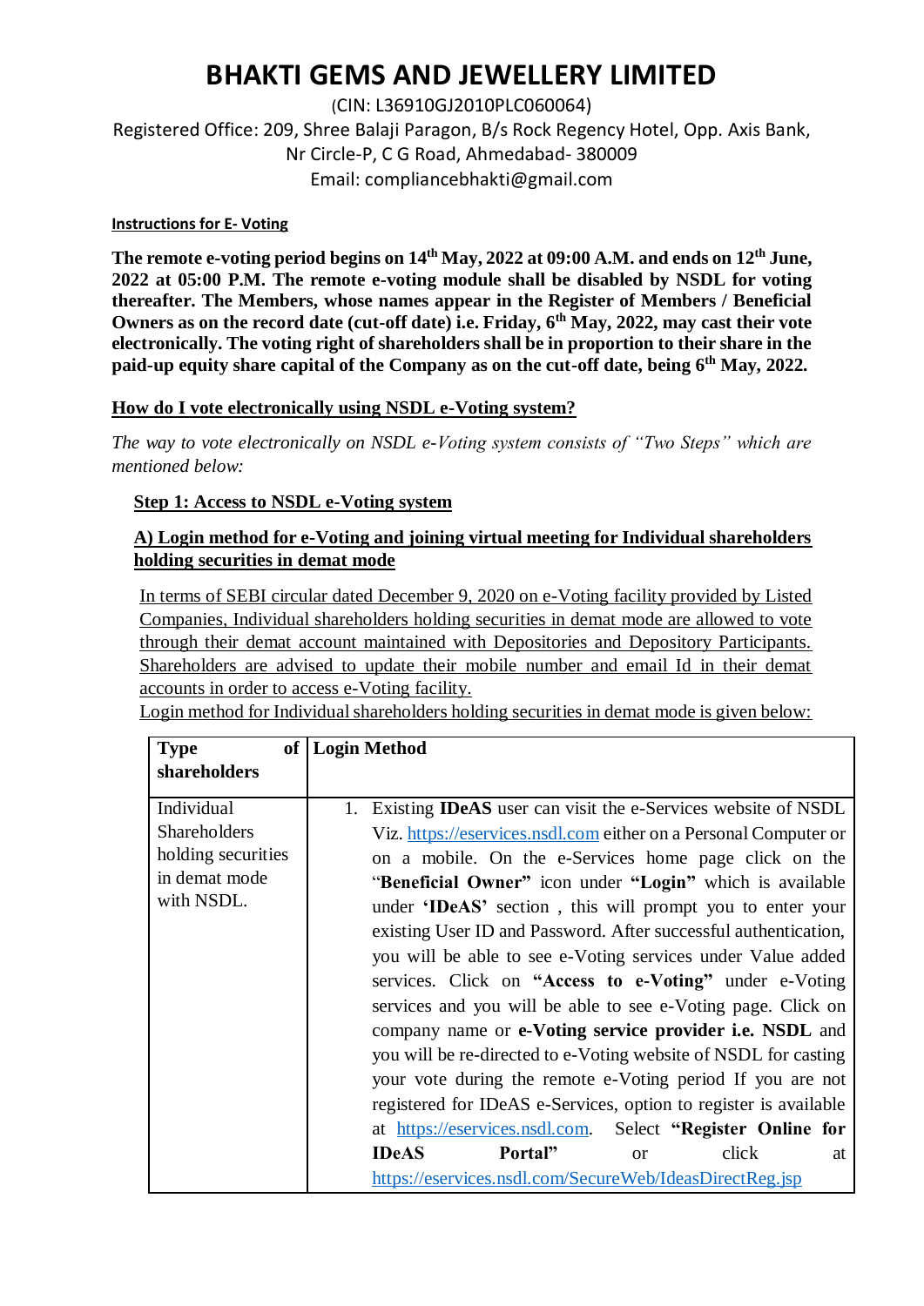# BHAKTI GEMS AND JEWELLERY LIMITED

(CIN: L36910GJ2010PLC060064)

Registered Office: 209, Shree Balaji Paragon, B/s Rock Regency Hotel, Opp. Axis Bank, Nr Circle-P, C G Road, Ahmedabad- 380009

Email: compliancebhakti@gmail.com

**Instructions for E- Voting**

**The remote e-voting period begins on 14th May, 2022 at 09:00 A.M. and ends on 12th June, 2022 at 05:00 P.M. The remote e-voting module shall be disabled by NSDL for voting thereafter. The Members, whose names appear in the Register of Members / Beneficial Owners as on the record date (cut-off date) i.e. Friday, 6th May, 2022, may cast their vote electronically. The voting right of shareholders shall be in proportion to their share in the paid-up equity share capital of the Company as on the cut-off date, being 6th May, 2022.**

**How do I vote electronically using NSDL e-Voting system?**

*The way to vote electronically on NSDL e-Voting system consists of "Two Steps" which are mentioned below:*

**Step 1: Access to NSDL e-Voting system**

**A) Login method for e-Voting and joining virtual meeting for Individual shareholders holding securities in demat mode**

In terms of SEBI circular dated December 9, 2020 on e-Voting facility provided by Listed Companies, Individual shareholders holding securities in demat mode are allowed to vote through their demat account maintained with Depositories and Depository Participants. Shareholders are advised to update their mobile number and email Id in their demat accounts in order to access e-Voting facility.

Login method for Individual shareholders holding securities in demat mode is given below:

| Type of shareholders | Login Method |
|---|---|
| Individual Shareholders holding securities in demat mode with NSDL. | 1. Existing **IDeAS** user can visit the e-Services website of NSDL Viz. https://eservices.nsdl.com either on a Personal Computer or on a mobile. On the e-Services home page click on the "**Beneficial Owner**" icon under **"Login"** which is available under **'IDeAS'** section , this will prompt you to enter your existing User ID and Password. After successful authentication, you will be able to see e-Voting services under Value added services. Click on **"Access to e-Voting"** under e-Voting services and you will be able to see e-Voting page. Click on company name or **e-Voting service provider i.e. NSDL** and you will be re-directed to e-Voting website of NSDL for casting your vote during the remote e-Voting period If you are not registered for IDeAS e-Services, option to register is available at https://eservices.nsdl.com. Select **"Register Online for IDeAS Portal"** or click at https://eservices.nsdl.com/SecureWeb/IdeasDirectReg.jsp |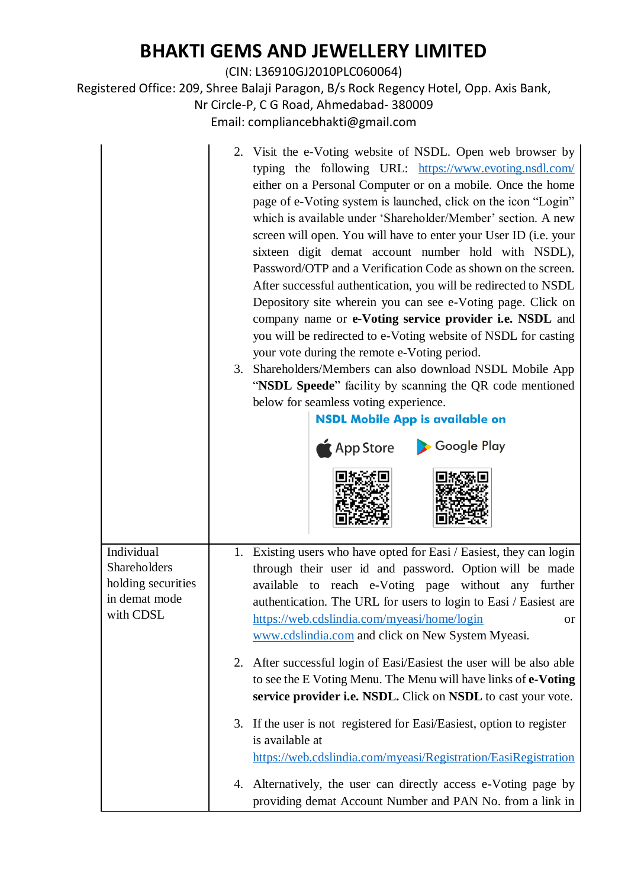# BHAKTI GEMS AND JEWELLERY LIMITED

(CIN: L36910GJ2010PLC060064)

Registered Office: 209, Shree Balaji Paragon, B/s Rock Regency Hotel, Opp. Axis Bank, Nr Circle-P, C G Road, Ahmedabad- 380009

Email: compliancebhakti@gmail.com

| | |
|---|---|
| | 2. Visit the e-Voting website of NSDL. Open web browser by typing the following URL: https://www.evoting.nsdl.com/ either on a Personal Computer or on a mobile. Once the home page of e-Voting system is launched, click on the icon "Login" which is available under 'Shareholder/Member' section. A new screen will open. You will have to enter your User ID (i.e. your sixteen digit demat account number hold with NSDL), Password/OTP and a Verification Code as shown on the screen. After successful authentication, you will be redirected to NSDL Depository site wherein you can see e-Voting page. Click on company name or **e-Voting service provider i.e. NSDL** and you will be redirected to e-Voting website of NSDL for casting your vote during the remote e-Voting period.<br>3. Shareholders/Members can also download NSDL Mobile App "**NSDL Speede**" facility by scanning the QR code mentioned below for seamless voting experience.<br>**NSDL Mobile App is available on**<br>App Store    Google Play |
| Individual Shareholders holding securities in demat mode with CDSL | 1. Existing users who have opted for Easi / Easiest, they can login through their user id and password. Option will be made available to reach e-Voting page without any further authentication. The URL for users to login to Easi / Easiest are https://web.cdslindia.com/myeasi/home/login or www.cdslindia.com and click on New System Myeasi.<br>2. After successful login of Easi/Easiest the user will be also able to see the E Voting Menu. The Menu will have links of **e-Voting service provider i.e. NSDL.** Click on **NSDL** to cast your vote.<br>3. If the user is not registered for Easi/Easiest, option to register is available at https://web.cdslindia.com/myeasi/Registration/EasiRegistration<br>4. Alternatively, the user can directly access e-Voting page by providing demat Account Number and PAN No. from a link in |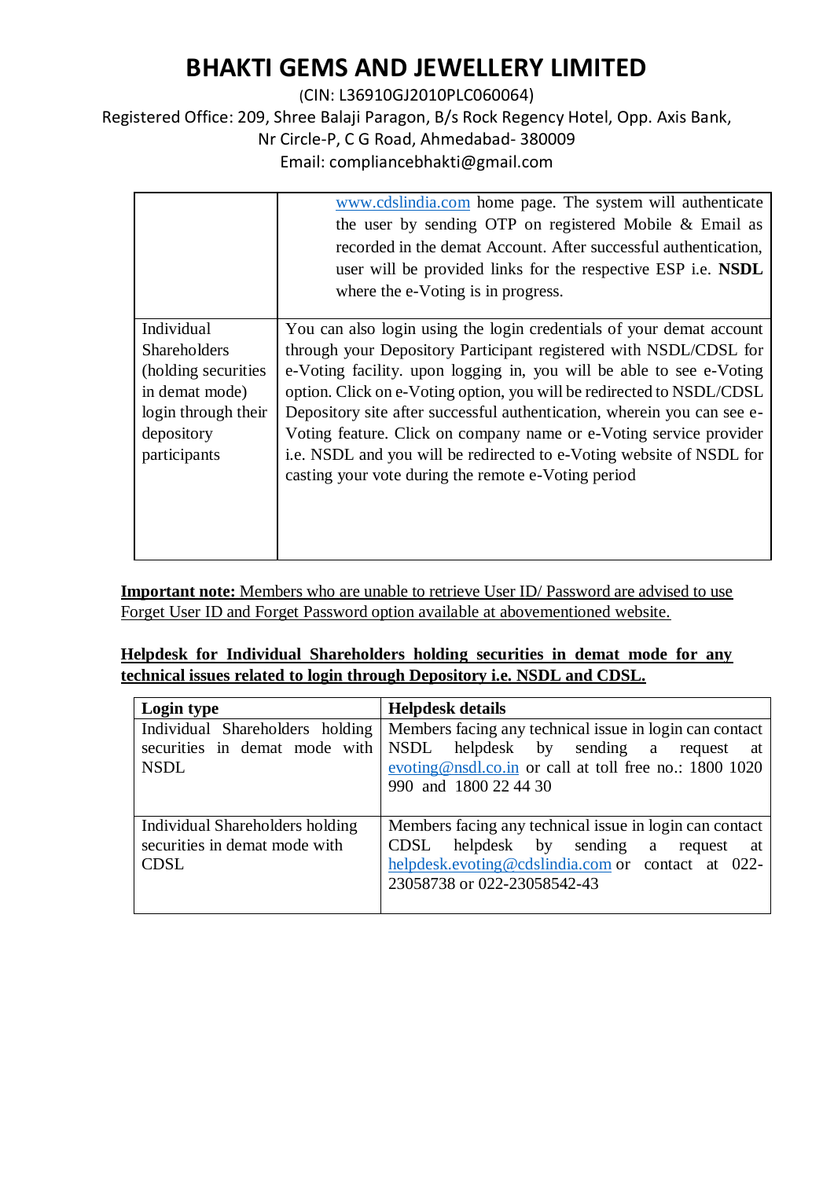# BHAKTI GEMS AND JEWELLERY LIMITED

(CIN: L36910GJ2010PLC060064)

Registered Office: 209, Shree Balaji Paragon, B/s Rock Regency Hotel, Opp. Axis Bank, Nr Circle-P, C G Road, Ahmedabad- 380009

Email: compliancebhakti@gmail.com

| | |
|---|---|
| | www.cdslindia.com home page. The system will authenticate the user by sending OTP on registered Mobile & Email as recorded in the demat Account. After successful authentication, user will be provided links for the respective ESP i.e. **NSDL** where the e-Voting is in progress. |
| Individual Shareholders (holding securities in demat mode) login through their depository participants | You can also login using the login credentials of your demat account through your Depository Participant registered with NSDL/CDSL for e-Voting facility. upon logging in, you will be able to see e-Voting option. Click on e-Voting option, you will be redirected to NSDL/CDSL Depository site after successful authentication, wherein you can see e-Voting feature. Click on company name or e-Voting service provider i.e. NSDL and you will be redirected to e-Voting website of NSDL for casting your vote during the remote e-Voting period |

**Important note:** Members who are unable to retrieve User ID/ Password are advised to use Forget User ID and Forget Password option available at abovementioned website.

**Helpdesk for Individual Shareholders holding securities in demat mode for any technical issues related to login through Depository i.e. NSDL and CDSL.**

| Login type | Helpdesk details |
|---|---|
| Individual Shareholders holding securities in demat mode with NSDL | Members facing any technical issue in login can contact NSDL helpdesk by sending a request at evoting@nsdl.co.in or call at toll free no.: 1800 1020 990 and 1800 22 44 30 |
| Individual Shareholders holding securities in demat mode with CDSL | Members facing any technical issue in login can contact CDSL helpdesk by sending a request at helpdesk.evoting@cdslindia.com or contact at 022-23058738 or 022-23058542-43 |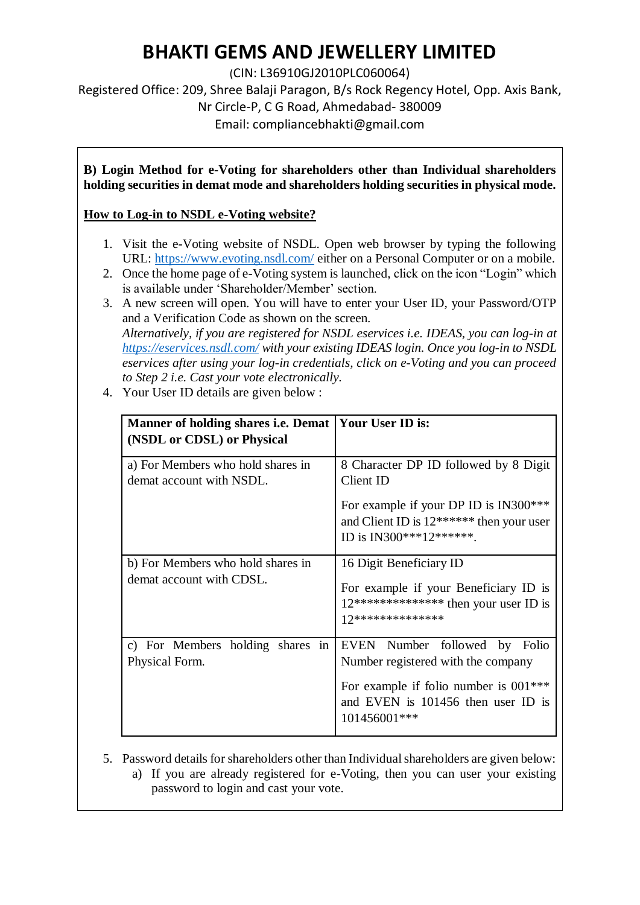# BHAKTI GEMS AND JEWELLERY LIMITED

(CIN: L36910GJ2010PLC060064)

Registered Office: 209, Shree Balaji Paragon, B/s Rock Regency Hotel, Opp. Axis Bank, Nr Circle-P, C G Road, Ahmedabad- 380009

Email: compliancebhakti@gmail.com

**B) Login Method for e-Voting for shareholders other than Individual shareholders holding securities in demat mode and shareholders holding securities in physical mode.**

**How to Log-in to NSDL e-Voting website?**

1. Visit the e-Voting website of NSDL. Open web browser by typing the following URL: https://www.evoting.nsdl.com/ either on a Personal Computer or on a mobile.
2. Once the home page of e-Voting system is launched, click on the icon "Login" which is available under 'Shareholder/Member' section.
3. A new screen will open. You will have to enter your User ID, your Password/OTP and a Verification Code as shown on the screen.
   *Alternatively, if you are registered for NSDL eservices i.e. IDEAS, you can log-in at https://eservices.nsdl.com/ with your existing IDEAS login. Once you log-in to NSDL eservices after using your log-in credentials, click on e-Voting and you can proceed to Step 2 i.e. Cast your vote electronically.*
4. Your User ID details are given below :

| Manner of holding shares i.e. Demat (NSDL or CDSL) or Physical | Your User ID is: |
|---|---|
| a) For Members who hold shares in demat account with NSDL. | 8 Character DP ID followed by 8 Digit Client ID<br><br>For example if your DP ID is IN300*** and Client ID is 12****** then your user ID is IN300***12******. |
| b) For Members who hold shares in demat account with CDSL. | 16 Digit Beneficiary ID<br><br>For example if your Beneficiary ID is 12************** then your user ID is 12************** |
| c) For Members holding shares in Physical Form. | EVEN Number followed by Folio Number registered with the company<br><br>For example if folio number is 001*** and EVEN is 101456 then user ID is 101456001*** |

5. Password details for shareholders other than Individual shareholders are given below:
   a) If you are already registered for e-Voting, then you can user your existing password to login and cast your vote.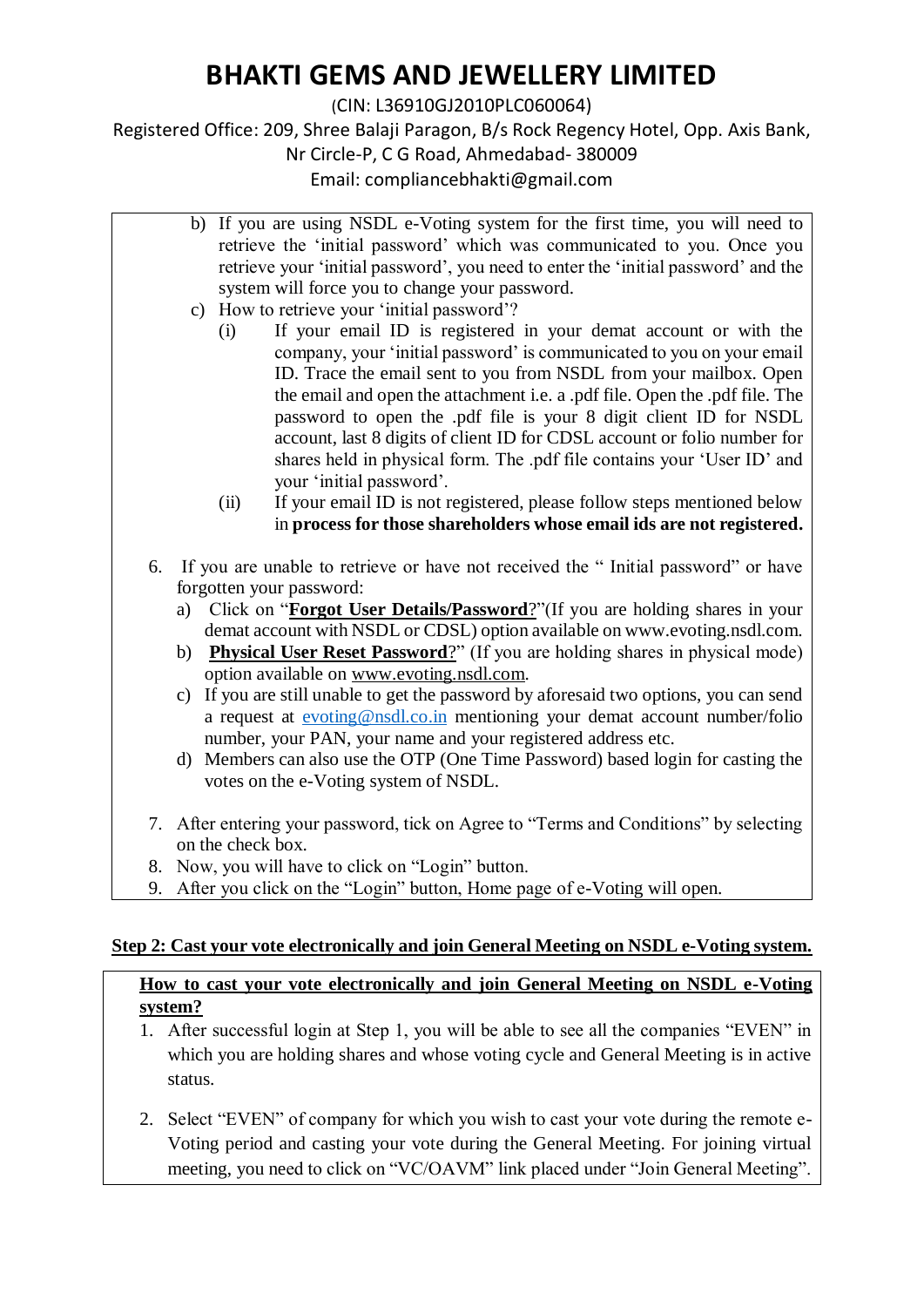# BHAKTI GEMS AND JEWELLERY LIMITED

(CIN: L36910GJ2010PLC060064)

Registered Office: 209, Shree Balaji Paragon, B/s Rock Regency Hotel, Opp. Axis Bank, Nr Circle-P, C G Road, Ahmedabad- 380009

Email: compliancebhakti@gmail.com

b) If you are using NSDL e-Voting system for the first time, you will need to retrieve the 'initial password' which was communicated to you. Once you retrieve your 'initial password', you need to enter the 'initial password' and the system will force you to change your password.

c) How to retrieve your 'initial password'?

(i) If your email ID is registered in your demat account or with the company, your 'initial password' is communicated to you on your email ID. Trace the email sent to you from NSDL from your mailbox. Open the email and open the attachment i.e. a .pdf file. Open the .pdf file. The password to open the .pdf file is your 8 digit client ID for NSDL account, last 8 digits of client ID for CDSL account or folio number for shares held in physical form. The .pdf file contains your 'User ID' and your 'initial password'.

(ii) If your email ID is not registered, please follow steps mentioned below in **process for those shareholders whose email ids are not registered.**

6. If you are unable to retrieve or have not received the " Initial password" or have forgotten your password:
   a) Click on "**Forgot User Details/Password**?"(If you are holding shares in your demat account with NSDL or CDSL) option available on www.evoting.nsdl.com.
   b) "**Physical User Reset Password**?" (If you are holding shares in physical mode) option available on www.evoting.nsdl.com.
   c) If you are still unable to get the password by aforesaid two options, you can send a request at evoting@nsdl.co.in mentioning your demat account number/folio number, your PAN, your name and your registered address etc.
   d) Members can also use the OTP (One Time Password) based login for casting the votes on the e-Voting system of NSDL.

7. After entering your password, tick on Agree to "Terms and Conditions" by selecting on the check box.
8. Now, you will have to click on "Login" button.
9. After you click on the "Login" button, Home page of e-Voting will open.

**Step 2: Cast your vote electronically and join General Meeting on NSDL e-Voting system.**

**How to cast your vote electronically and join General Meeting on NSDL e-Voting system?**

1. After successful login at Step 1, you will be able to see all the companies "EVEN" in which you are holding shares and whose voting cycle and General Meeting is in active status.

2. Select "EVEN" of company for which you wish to cast your vote during the remote e-Voting period and casting your vote during the General Meeting. For joining virtual meeting, you need to click on "VC/OAVM" link placed under "Join General Meeting".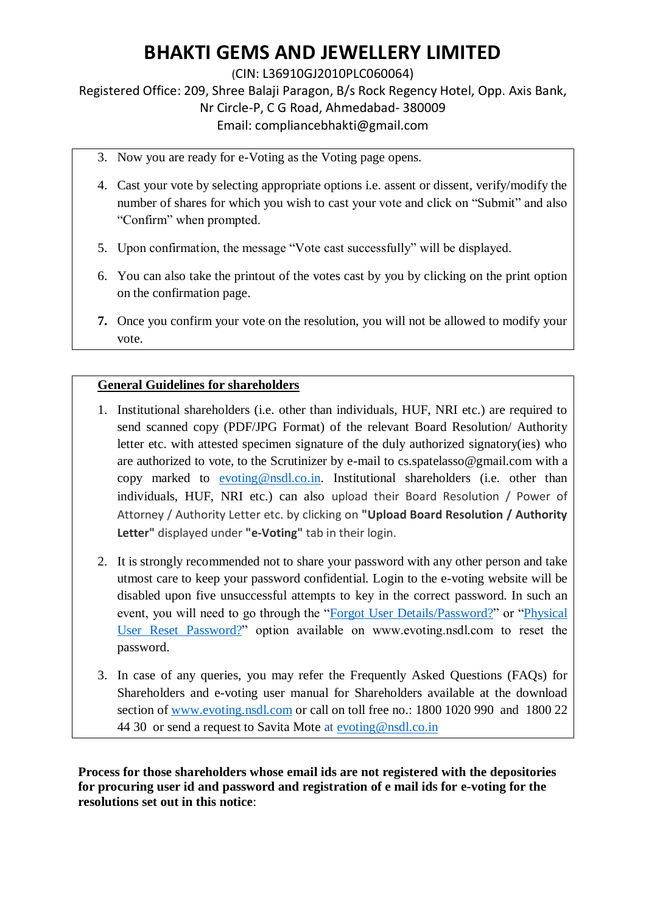# BHAKTI GEMS AND JEWELLERY LIMITED

(CIN: L36910GJ2010PLC060064)

Registered Office: 209, Shree Balaji Paragon, B/s Rock Regency Hotel, Opp. Axis Bank, Nr Circle-P, C G Road, Ahmedabad- 380009

Email: compliancebhakti@gmail.com

3. Now you are ready for e-Voting as the Voting page opens.
4. Cast your vote by selecting appropriate options i.e. assent or dissent, verify/modify the number of shares for which you wish to cast your vote and click on "Submit" and also "Confirm" when prompted.
5. Upon confirmation, the message "Vote cast successfully" will be displayed.
6. You can also take the printout of the votes cast by you by clicking on the print option on the confirmation page.
7. Once you confirm your vote on the resolution, you will not be allowed to modify your vote.

**General Guidelines for shareholders**

1. Institutional shareholders (i.e. other than individuals, HUF, NRI etc.) are required to send scanned copy (PDF/JPG Format) of the relevant Board Resolution/ Authority letter etc. with attested specimen signature of the duly authorized signatory(ies) who are authorized to vote, to the Scrutinizer by e-mail to cs.spatelasso@gmail.com with a copy marked to evoting@nsdl.co.in. Institutional shareholders (i.e. other than individuals, HUF, NRI etc.) can also upload their Board Resolution / Power of Attorney / Authority Letter etc. by clicking on **"Upload Board Resolution / Authority Letter"** displayed under **"e-Voting"** tab in their login.
2. It is strongly recommended not to share your password with any other person and take utmost care to keep your password confidential. Login to the e-voting website will be disabled upon five unsuccessful attempts to key in the correct password. In such an event, you will need to go through the "Forgot User Details/Password?" or "Physical User Reset Password?" option available on www.evoting.nsdl.com to reset the password.
3. In case of any queries, you may refer the Frequently Asked Questions (FAQs) for Shareholders and e-voting user manual for Shareholders available at the download section of www.evoting.nsdl.com or call on toll free no.: 1800 1020 990 and 1800 22 44 30 or send a request to Savita Mote at evoting@nsdl.co.in

**Process for those shareholders whose email ids are not registered with the depositories for procuring user id and password and registration of e mail ids for e-voting for the resolutions set out in this notice**: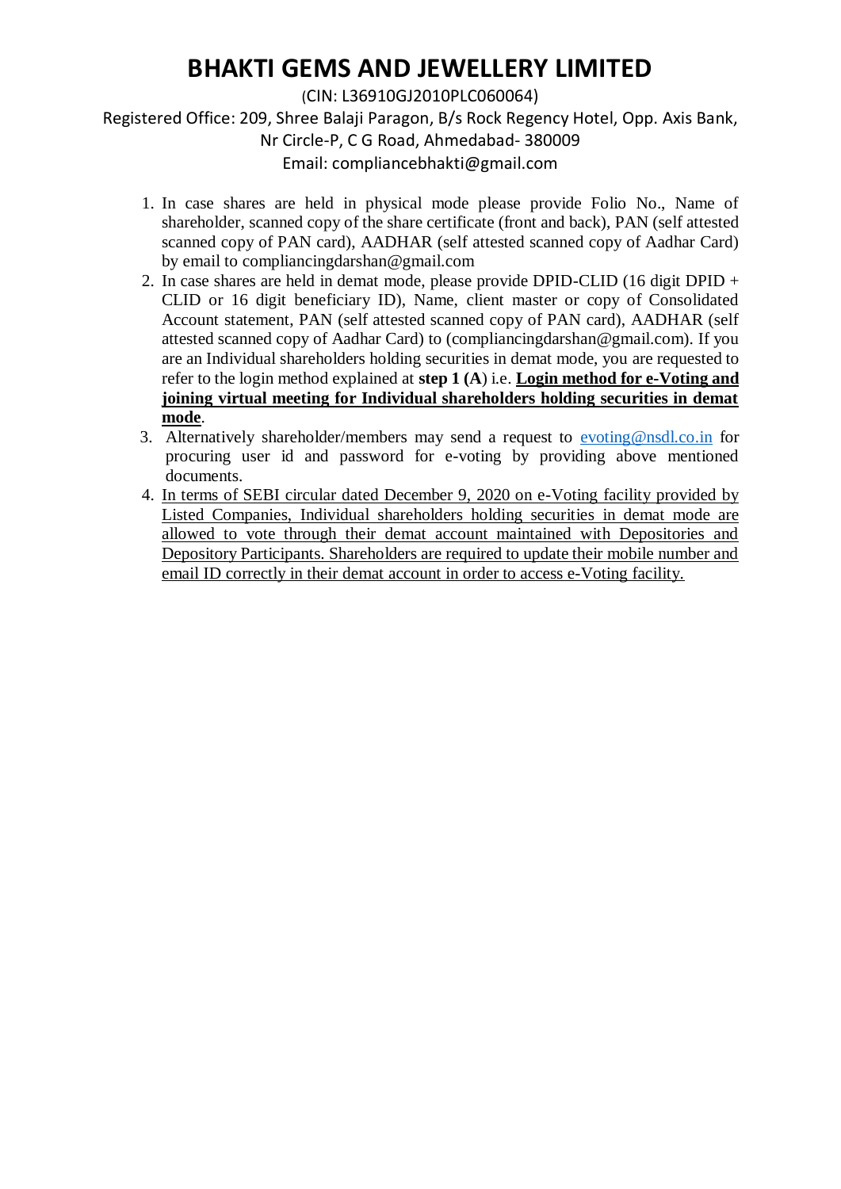# BHAKTI GEMS AND JEWELLERY LIMITED

(CIN: L36910GJ2010PLC060064)

Registered Office: 209, Shree Balaji Paragon, B/s Rock Regency Hotel, Opp. Axis Bank, Nr Circle-P, C G Road, Ahmedabad- 380009

Email: compliancebhakti@gmail.com

1. In case shares are held in physical mode please provide Folio No., Name of shareholder, scanned copy of the share certificate (front and back), PAN (self attested scanned copy of PAN card), AADHAR (self attested scanned copy of Aadhar Card) by email to compliancingdarshan@gmail.com
2. In case shares are held in demat mode, please provide DPID-CLID (16 digit DPID + CLID or 16 digit beneficiary ID), Name, client master or copy of Consolidated Account statement, PAN (self attested scanned copy of PAN card), AADHAR (self attested scanned copy of Aadhar Card) to (compliancingdarshan@gmail.com). If you are an Individual shareholders holding securities in demat mode, you are requested to refer to the login method explained at **step 1 (A**) i.e. **Login method for e-Voting and joining virtual meeting for Individual shareholders holding securities in demat mode**.
3. Alternatively shareholder/members may send a request to evoting@nsdl.co.in for procuring user id and password for e-voting by providing above mentioned documents.
4. In terms of SEBI circular dated December 9, 2020 on e-Voting facility provided by Listed Companies, Individual shareholders holding securities in demat mode are allowed to vote through their demat account maintained with Depositories and Depository Participants. Shareholders are required to update their mobile number and email ID correctly in their demat account in order to access e-Voting facility.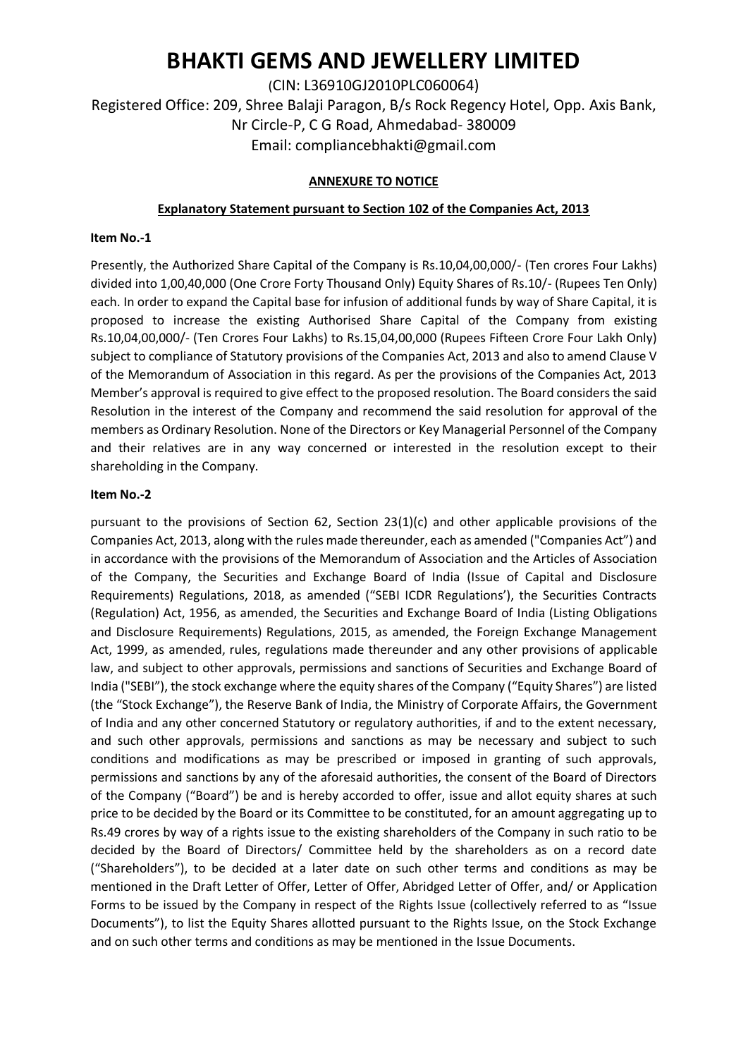# BHAKTI GEMS AND JEWELLERY LIMITED

(CIN: L36910GJ2010PLC060064)

Registered Office: 209, Shree Balaji Paragon, B/s Rock Regency Hotel, Opp. Axis Bank, Nr Circle-P, C G Road, Ahmedabad- 380009

Email: compliancebhakti@gmail.com

**ANNEXURE TO NOTICE**

**Explanatory Statement pursuant to Section 102 of the Companies Act, 2013**

**Item No.-1**

Presently, the Authorized Share Capital of the Company is Rs.10,04,00,000/- (Ten crores Four Lakhs) divided into 1,00,40,000 (One Crore Forty Thousand Only) Equity Shares of Rs.10/- (Rupees Ten Only) each. In order to expand the Capital base for infusion of additional funds by way of Share Capital, it is proposed to increase the existing Authorised Share Capital of the Company from existing Rs.10,04,00,000/- (Ten Crores Four Lakhs) to Rs.15,04,00,000 (Rupees Fifteen Crore Four Lakh Only) subject to compliance of Statutory provisions of the Companies Act, 2013 and also to amend Clause V of the Memorandum of Association in this regard. As per the provisions of the Companies Act, 2013 Member's approval is required to give effect to the proposed resolution. The Board considers the said Resolution in the interest of the Company and recommend the said resolution for approval of the members as Ordinary Resolution. None of the Directors or Key Managerial Personnel of the Company and their relatives are in any way concerned or interested in the resolution except to their shareholding in the Company.

**Item No.-2**

pursuant to the provisions of Section 62, Section 23(1)(c) and other applicable provisions of the Companies Act, 2013, along with the rules made thereunder, each as amended ("Companies Act") and in accordance with the provisions of the Memorandum of Association and the Articles of Association of the Company, the Securities and Exchange Board of India (Issue of Capital and Disclosure Requirements) Regulations, 2018, as amended ("SEBI ICDR Regulations'), the Securities Contracts (Regulation) Act, 1956, as amended, the Securities and Exchange Board of India (Listing Obligations and Disclosure Requirements) Regulations, 2015, as amended, the Foreign Exchange Management Act, 1999, as amended, rules, regulations made thereunder and any other provisions of applicable law, and subject to other approvals, permissions and sanctions of Securities and Exchange Board of India ("SEBI"), the stock exchange where the equity shares of the Company ("Equity Shares") are listed (the "Stock Exchange"), the Reserve Bank of India, the Ministry of Corporate Affairs, the Government of India and any other concerned Statutory or regulatory authorities, if and to the extent necessary, and such other approvals, permissions and sanctions as may be necessary and subject to such conditions and modifications as may be prescribed or imposed in granting of such approvals, permissions and sanctions by any of the aforesaid authorities, the consent of the Board of Directors of the Company ("Board") be and is hereby accorded to offer, issue and allot equity shares at such price to be decided by the Board or its Committee to be constituted, for an amount aggregating up to Rs.49 crores by way of a rights issue to the existing shareholders of the Company in such ratio to be decided by the Board of Directors/ Committee held by the shareholders as on a record date ("Shareholders"), to be decided at a later date on such other terms and conditions as may be mentioned in the Draft Letter of Offer, Letter of Offer, Abridged Letter of Offer, and/ or Application Forms to be issued by the Company in respect of the Rights Issue (collectively referred to as "Issue Documents"), to list the Equity Shares allotted pursuant to the Rights Issue, on the Stock Exchange and on such other terms and conditions as may be mentioned in the Issue Documents.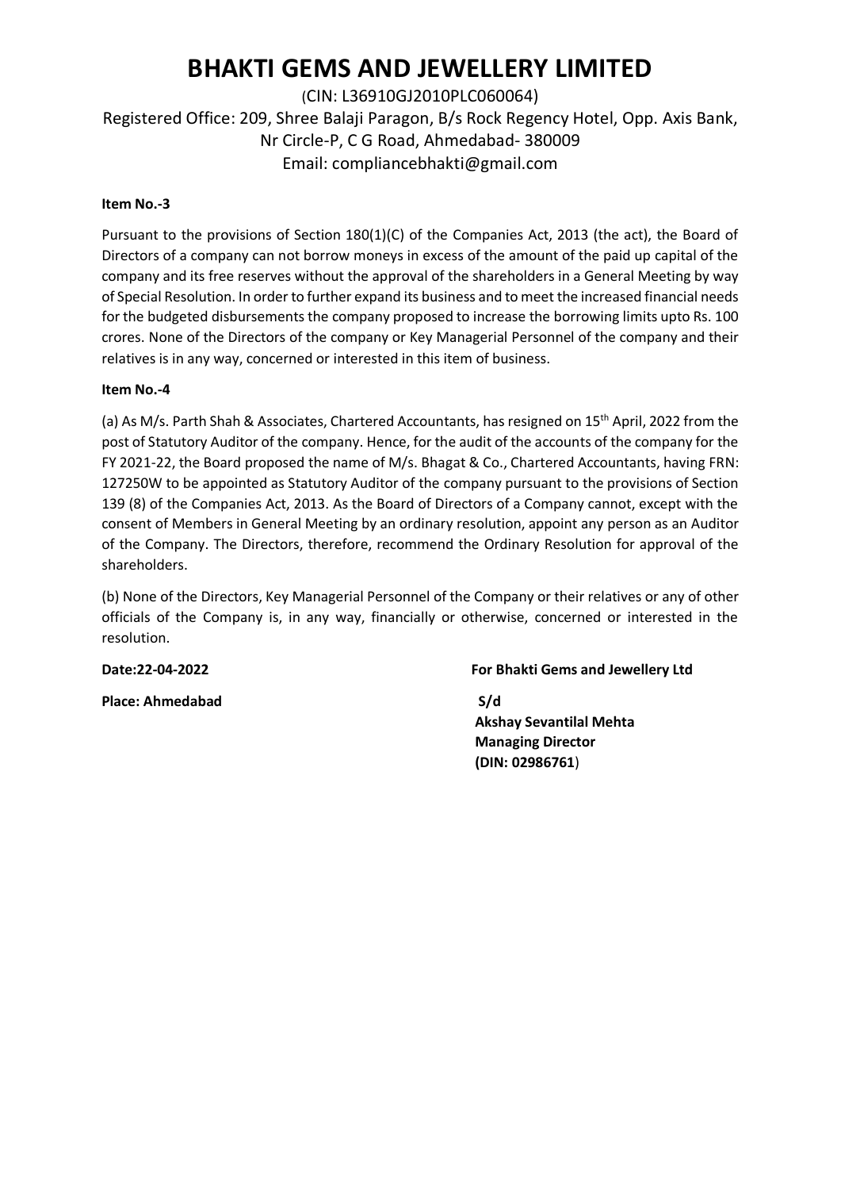# BHAKTI GEMS AND JEWELLERY LIMITED

(CIN: L36910GJ2010PLC060064)

Registered Office: 209, Shree Balaji Paragon, B/s Rock Regency Hotel, Opp. Axis Bank, Nr Circle-P, C G Road, Ahmedabad- 380009

Email: compliancebhakti@gmail.com

**Item No.-3**

Pursuant to the provisions of Section 180(1)(C) of the Companies Act, 2013 (the act), the Board of Directors of a company can not borrow moneys in excess of the amount of the paid up capital of the company and its free reserves without the approval of the shareholders in a General Meeting by way of Special Resolution. In order to further expand its business and to meet the increased financial needs for the budgeted disbursements the company proposed to increase the borrowing limits upto Rs. 100 crores. None of the Directors of the company or Key Managerial Personnel of the company and their relatives is in any way, concerned or interested in this item of business.

**Item No.-4**

(a) As M/s. Parth Shah & Associates, Chartered Accountants, has resigned on 15th April, 2022 from the post of Statutory Auditor of the company. Hence, for the audit of the accounts of the company for the FY 2021-22, the Board proposed the name of M/s. Bhagat & Co., Chartered Accountants, having FRN: 127250W to be appointed as Statutory Auditor of the company pursuant to the provisions of Section 139 (8) of the Companies Act, 2013. As the Board of Directors of a Company cannot, except with the consent of Members in General Meeting by an ordinary resolution, appoint any person as an Auditor of the Company. The Directors, therefore, recommend the Ordinary Resolution for approval of the shareholders.

(b) None of the Directors, Key Managerial Personnel of the Company or their relatives or any of other officials of the Company is, in any way, financially or otherwise, concerned or interested in the resolution.

**Date:22-04-2022**

**Place: Ahmedabad**

**For Bhakti Gems and Jewellery Ltd**

**S/d**

**Akshay Sevantilal Mehta**

**Managing Director**

**(DIN: 02986761)**